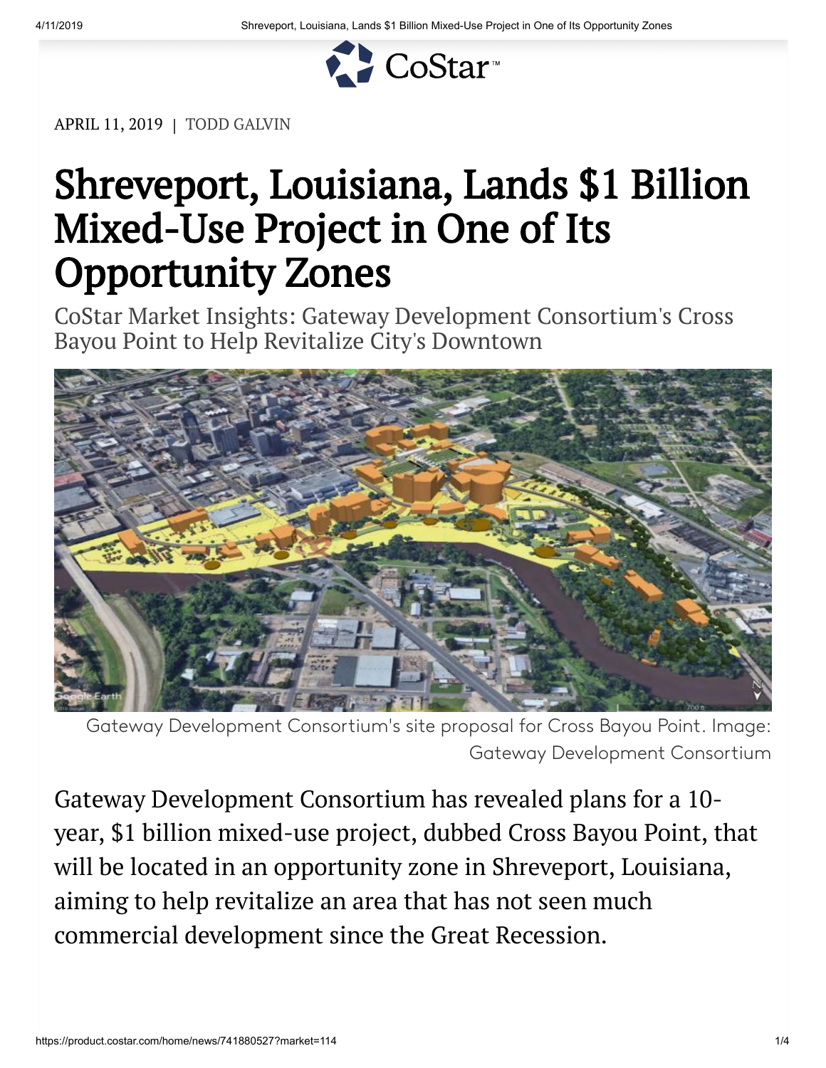APRIL 11, 2019 | TODD GALVIN

# Shreveport, Louisiana, Lands $1 Billion Mixed-Use Project in One of Its Opportunity Zones

## CoStar Market Insights: Gateway Development Consortium's Cross Bayou Point to Help Revitalize City's Downtown

Gateway Development Consortium's site proposal for Cross Bayou Point. Image: Gateway Development Consortium

Gateway Development Consortium has revealed plans for a 10-year, $1 billion mixed-use project, dubbed Cross Bayou Point, that will be located in an opportunity zone in Shreveport, Louisiana, aiming to help revitalize an area that has not seen much commercial development since the Great Recession.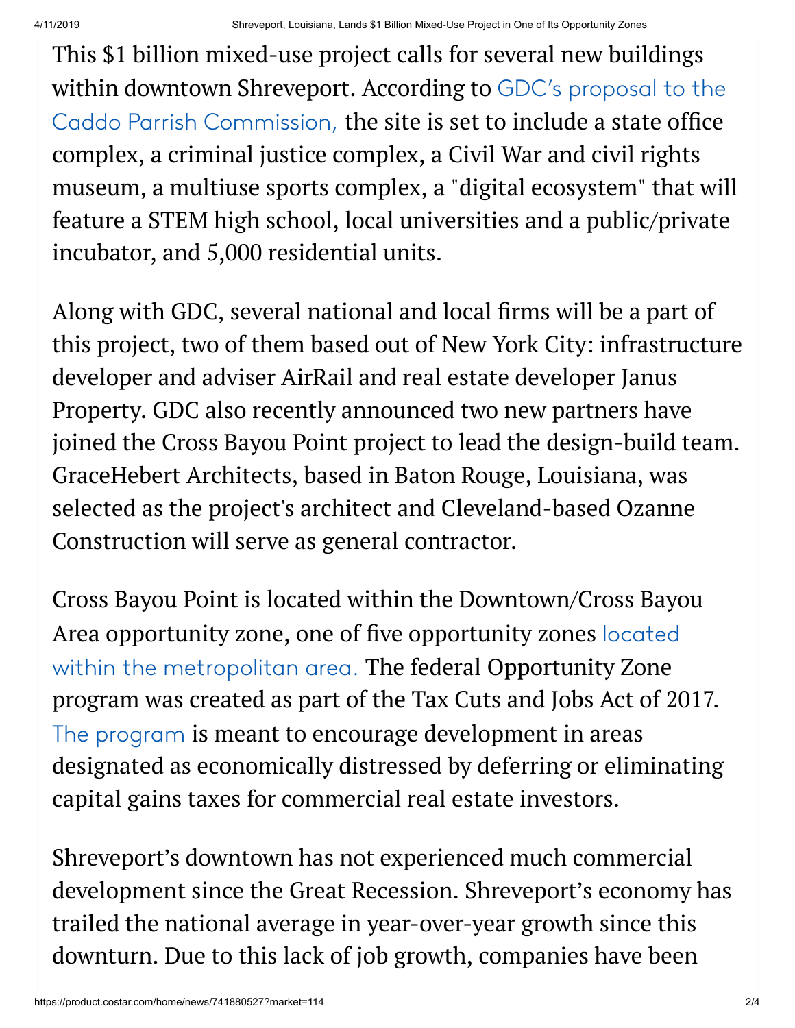This $1 billion mixed-use project calls for several new buildings within downtown Shreveport. According to GDC's proposal to the Caddo Parrish Commission, the site is set to include a state office complex, a criminal justice complex, a Civil War and civil rights museum, a multiuse sports complex, a "digital ecosystem" that will feature a STEM high school, local universities and a public/private incubator, and 5,000 residential units.

Along with GDC, several national and local firms will be a part of this project, two of them based out of New York City: infrastructure developer and adviser AirRail and real estate developer Janus Property. GDC also recently announced two new partners have joined the Cross Bayou Point project to lead the design-build team. GraceHebert Architects, based in Baton Rouge, Louisiana, was selected as the project's architect and Cleveland-based Ozanne Construction will serve as general contractor.

Cross Bayou Point is located within the Downtown/Cross Bayou Area opportunity zone, one of five opportunity zones located within the metropolitan area. The federal Opportunity Zone program was created as part of the Tax Cuts and Jobs Act of 2017. The program is meant to encourage development in areas designated as economically distressed by deferring or eliminating capital gains taxes for commercial real estate investors.

Shreveport's downtown has not experienced much commercial development since the Great Recession. Shreveport's economy has trailed the national average in year-over-year growth since this downturn. Due to this lack of job growth, companies have been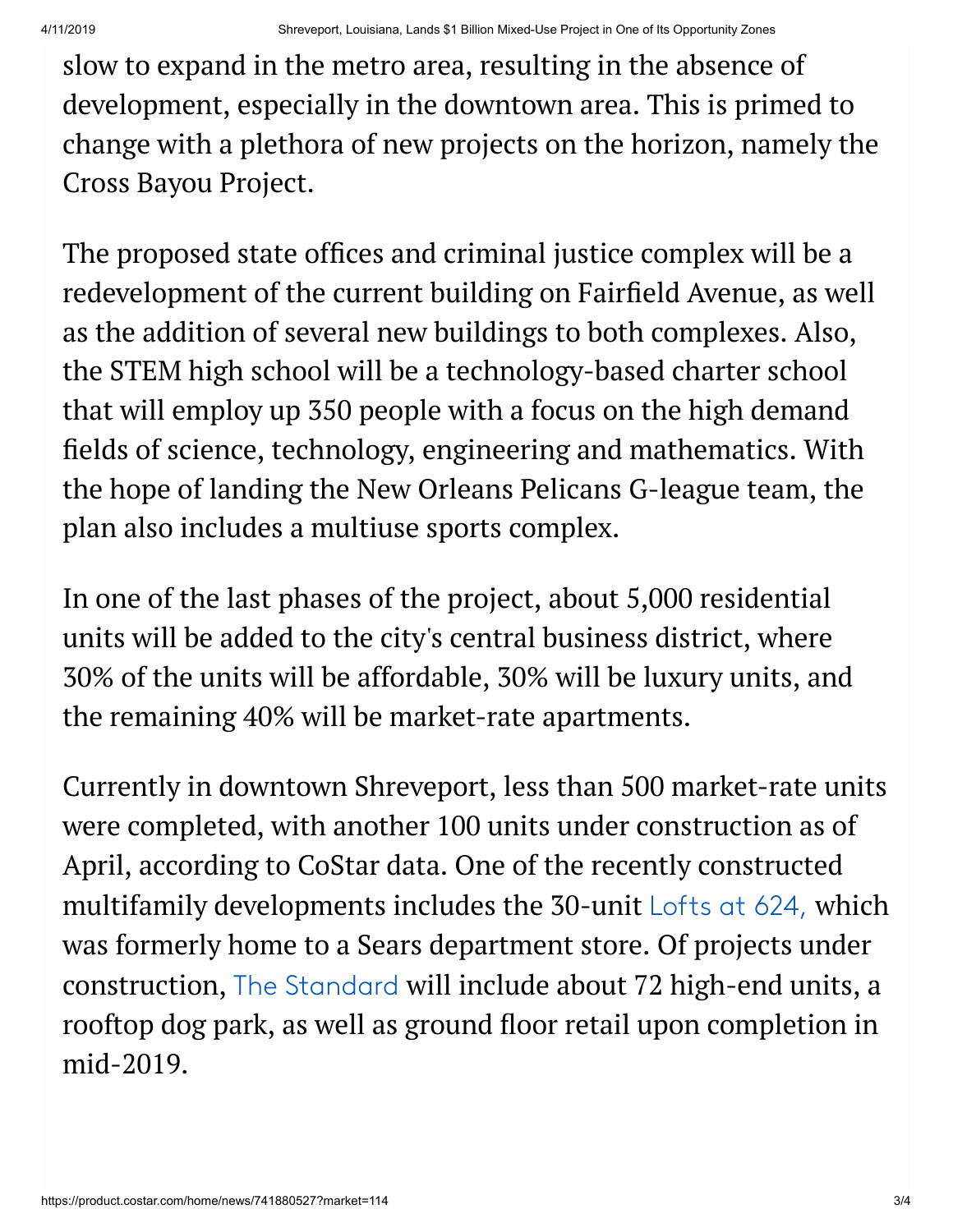slow to expand in the metro area, resulting in the absence of development, especially in the downtown area. This is primed to change with a plethora of new projects on the horizon, namely the Cross Bayou Project.

The proposed state offices and criminal justice complex will be a redevelopment of the current building on Fairfield Avenue, as well as the addition of several new buildings to both complexes. Also, the STEM high school will be a technology-based charter school that will employ up 350 people with a focus on the high demand fields of science, technology, engineering and mathematics. With the hope of landing the New Orleans Pelicans G-league team, the plan also includes a multiuse sports complex.

In one of the last phases of the project, about 5,000 residential units will be added to the city's central business district, where 30% of the units will be affordable, 30% will be luxury units, and the remaining 40% will be market-rate apartments.

Currently in downtown Shreveport, less than 500 market-rate units were completed, with another 100 units under construction as of April, according to CoStar data. One of the recently constructed multifamily developments includes the 30-unit Lofts at 624, which was formerly home to a Sears department store. Of projects under construction, The Standard will include about 72 high-end units, a rooftop dog park, as well as ground floor retail upon completion in mid-2019.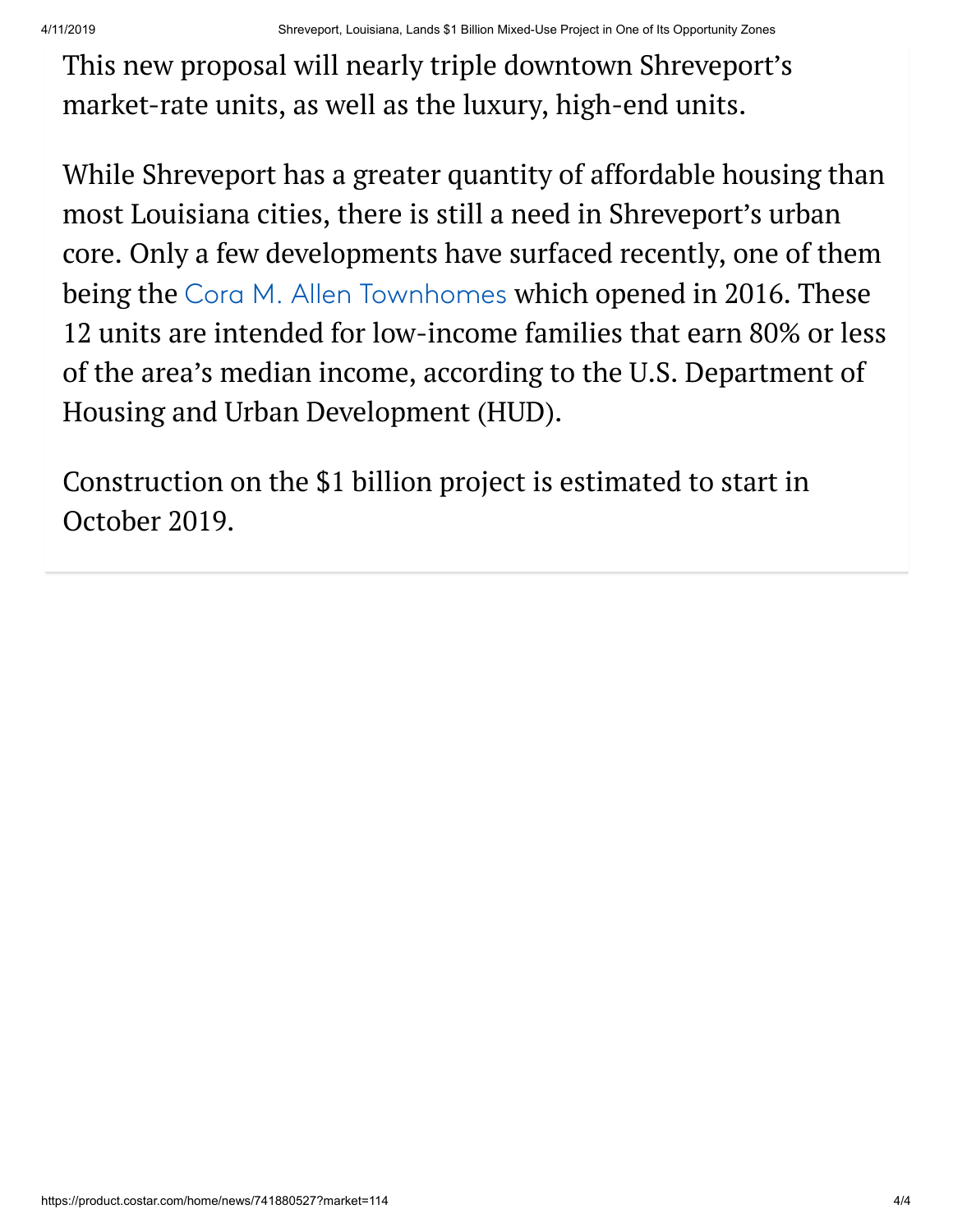This new proposal will nearly triple downtown Shreveport's market-rate units, as well as the luxury, high-end units.

While Shreveport has a greater quantity of affordable housing than most Louisiana cities, there is still a need in Shreveport's urban core. Only a few developments have surfaced recently, one of them being the Cora M. Allen Townhomes which opened in 2016. These 12 units are intended for low-income families that earn 80% or less of the area's median income, according to the U.S. Department of Housing and Urban Development (HUD).

Construction on the $1 billion project is estimated to start in October 2019.